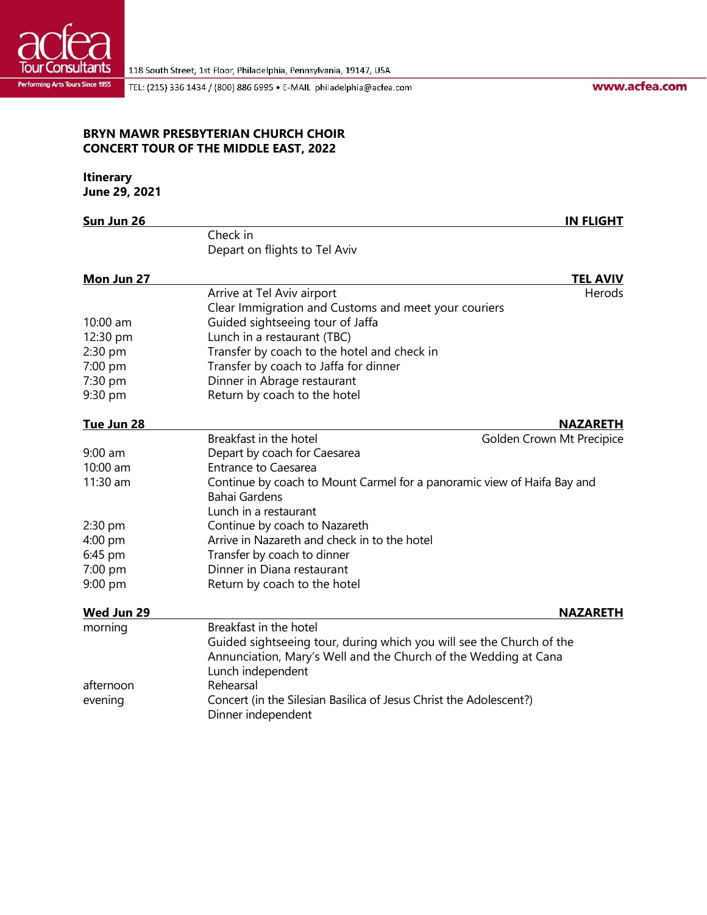acfea Tour Consultants
Performing Arts Tours Since 1955

118 South Street, 1st Floor, Philadelphia, Pennsylvania, 19147, USA
TEL: (215) 336 1434 / (800) 886 6995 • E-MAIL philadelphia@acfea.com
www.acfea.com

**BRYN MAWR PRESBYTERIAN CHURCH CHOIR**
**CONCERT TOUR OF THE MIDDLE EAST, 2022**

**Itinerary**
**June 29, 2021**

| **Sun Jun 26** | | **IN FLIGHT** |
|---|---|---|
| | Check in | |
| | Depart on flights to Tel Aviv | |

| **Mon Jun 27** | | **TEL AVIV** |
|---|---|---|
| | Arrive at Tel Aviv airport | Herods |
| | Clear Immigration and Customs and meet your couriers | |
| 10:00 am | Guided sightseeing tour of Jaffa | |
| 12:30 pm | Lunch in a restaurant (TBC) | |
| 2:30 pm | Transfer by coach to the hotel and check in | |
| 7:00 pm | Transfer by coach to Jaffa for dinner | |
| 7:30 pm | Dinner in Abrage restaurant | |
| 9:30 pm | Return by coach to the hotel | |

| **Tue Jun 28** | | **NAZARETH** |
|---|---|---|
| | Breakfast in the hotel | Golden Crown Mt Precipice |
| 9:00 am | Depart by coach for Caesarea | |
| 10:00 am | Entrance to Caesarea | |
| 11:30 am | Continue by coach to Mount Carmel for a panoramic view of Haifa Bay and Bahai Gardens | |
| | Lunch in a restaurant | |
| 2:30 pm | Continue by coach to Nazareth | |
| 4:00 pm | Arrive in Nazareth and check in to the hotel | |
| 6:45 pm | Transfer by coach to dinner | |
| 7:00 pm | Dinner in Diana restaurant | |
| 9:00 pm | Return by coach to the hotel | |

| **Wed Jun 29** | | **NAZARETH** |
|---|---|---|
| morning | Breakfast in the hotel | |
| | Guided sightseeing tour, during which you will see the Church of the Annunciation, Mary's Well and the Church of the Wedding at Cana | |
| | Lunch independent | |
| afternoon | Rehearsal | |
| evening | Concert (in the Silesian Basilica of Jesus Christ the Adolescent?) | |
| | Dinner independent | |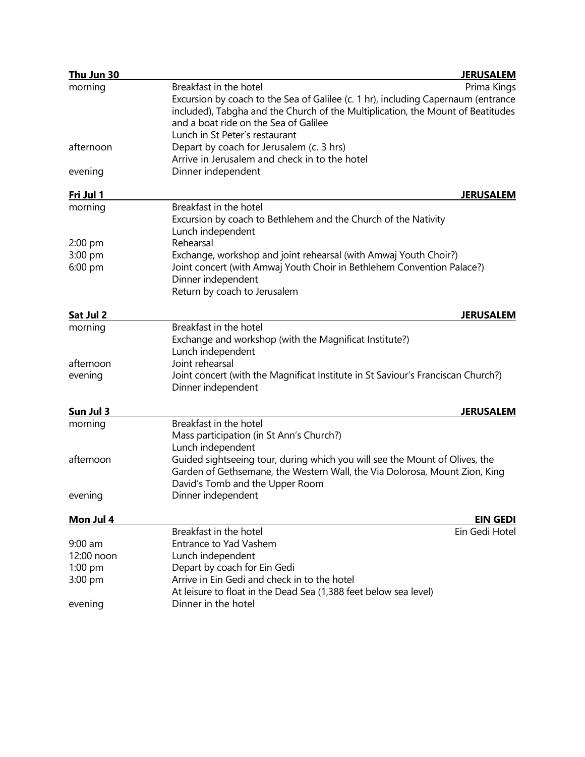| **Thu Jun 30** | **JERUSALEM** |
|---|---|
| morning | Breakfast in the hotel — Prima Kings |
| | Excursion by coach to the Sea of Galilee (c. 1 hr), including Capernaum (entrance included), Tabgha and the Church of the Multiplication, the Mount of Beatitudes and a boat ride on the Sea of Galilee |
| | Lunch in St Peter's restaurant |
| afternoon | Depart by coach for Jerusalem (c. 3 hrs) |
| | Arrive in Jerusalem and check in to the hotel |
| evening | Dinner independent |

| **Fri Jul 1** | **JERUSALEM** |
|---|---|
| morning | Breakfast in the hotel |
| | Excursion by coach to Bethlehem and the Church of the Nativity |
| | Lunch independent |
| 2:00 pm | Rehearsal |
| 3:00 pm | Exchange, workshop and joint rehearsal (with Amwaj Youth Choir?) |
| 6:00 pm | Joint concert (with Amwaj Youth Choir in Bethlehem Convention Palace?) |
| | Dinner independent |
| | Return by coach to Jerusalem |

| **Sat Jul 2** | **JERUSALEM** |
|---|---|
| morning | Breakfast in the hotel |
| | Exchange and workshop (with the Magnificat Institute?) |
| | Lunch independent |
| afternoon | Joint rehearsal |
| evening | Joint concert (with the Magnificat Institute in St Saviour's Franciscan Church?) |
| | Dinner independent |

| **Sun Jul 3** | **JERUSALEM** |
|---|---|
| morning | Breakfast in the hotel |
| | Mass participation (in St Ann's Church?) |
| | Lunch independent |
| afternoon | Guided sightseeing tour, during which you will see the Mount of Olives, the Garden of Gethsemane, the Western Wall, the Via Dolorosa, Mount Zion, King David's Tomb and the Upper Room |
| evening | Dinner independent |

| **Mon Jul 4** | **EIN GEDI** |
|---|---|
| | Breakfast in the hotel — Ein Gedi Hotel |
| 9:00 am | Entrance to Yad Vashem |
| 12:00 noon | Lunch independent |
| 1:00 pm | Depart by coach for Ein Gedi |
| 3:00 pm | Arrive in Ein Gedi and check in to the hotel |
| | At leisure to float in the Dead Sea (1,388 feet below sea level) |
| evening | Dinner in the hotel |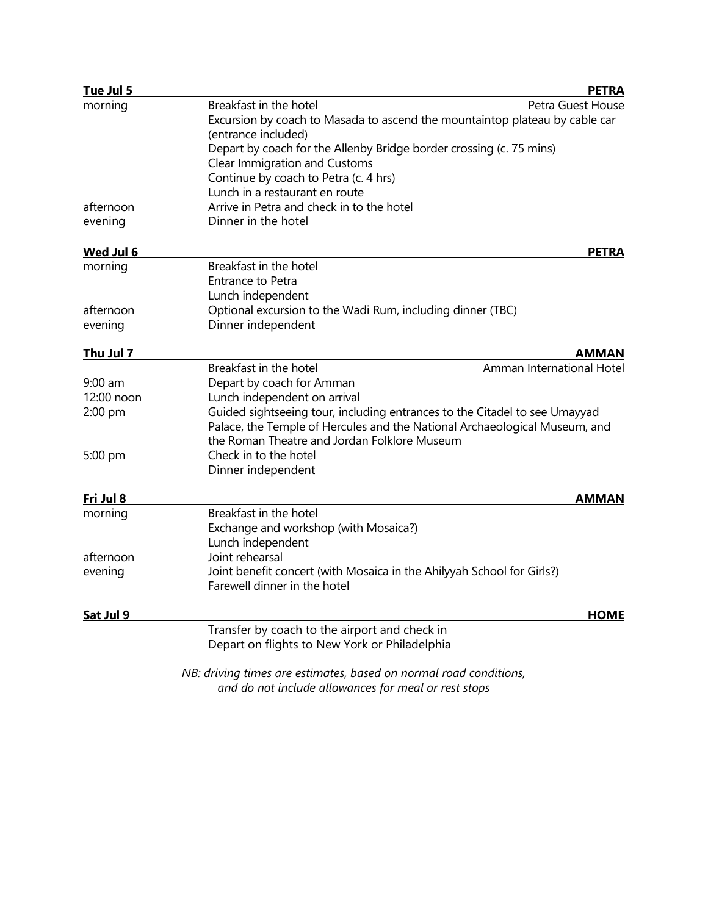| **Tue Jul 5** | | **PETRA** |
|---|---|---|
| morning | Breakfast in the hotel | Petra Guest House |
| | Excursion by coach to Masada to ascend the mountaintop plateau by cable car (entrance included) | |
| | Depart by coach for the Allenby Bridge border crossing (c. 75 mins) | |
| | Clear Immigration and Customs | |
| | Continue by coach to Petra (c. 4 hrs) | |
| | Lunch in a restaurant en route | |
| afternoon | Arrive in Petra and check in to the hotel | |
| evening | Dinner in the hotel | |

| **Wed Jul 6** | | **PETRA** |
|---|---|---|
| morning | Breakfast in the hotel | |
| | Entrance to Petra | |
| | Lunch independent | |
| afternoon | Optional excursion to the Wadi Rum, including dinner (TBC) | |
| evening | Dinner independent | |

| **Thu Jul 7** | | **AMMAN** |
|---|---|---|
| | Breakfast in the hotel | Amman International Hotel |
| 9:00 am | Depart by coach for Amman | |
| 12:00 noon | Lunch independent on arrival | |
| 2:00 pm | Guided sightseeing tour, including entrances to the Citadel to see Umayyad Palace, the Temple of Hercules and the National Archaeological Museum, and the Roman Theatre and Jordan Folklore Museum | |
| 5:00 pm | Check in to the hotel | |
| | Dinner independent | |

| **Fri Jul 8** | | **AMMAN** |
|---|---|---|
| morning | Breakfast in the hotel | |
| | Exchange and workshop (with Mosaica?) | |
| | Lunch independent | |
| afternoon | Joint rehearsal | |
| evening | Joint benefit concert (with Mosaica in the Ahilyyah School for Girls?) | |
| | Farewell dinner in the hotel | |

| **Sat Jul 9** | | **HOME** |
|---|---|---|
| | Transfer by coach to the airport and check in | |
| | Depart on flights to New York or Philadelphia | |

*NB: driving times are estimates, based on normal road conditions, and do not include allowances for meal or rest stops*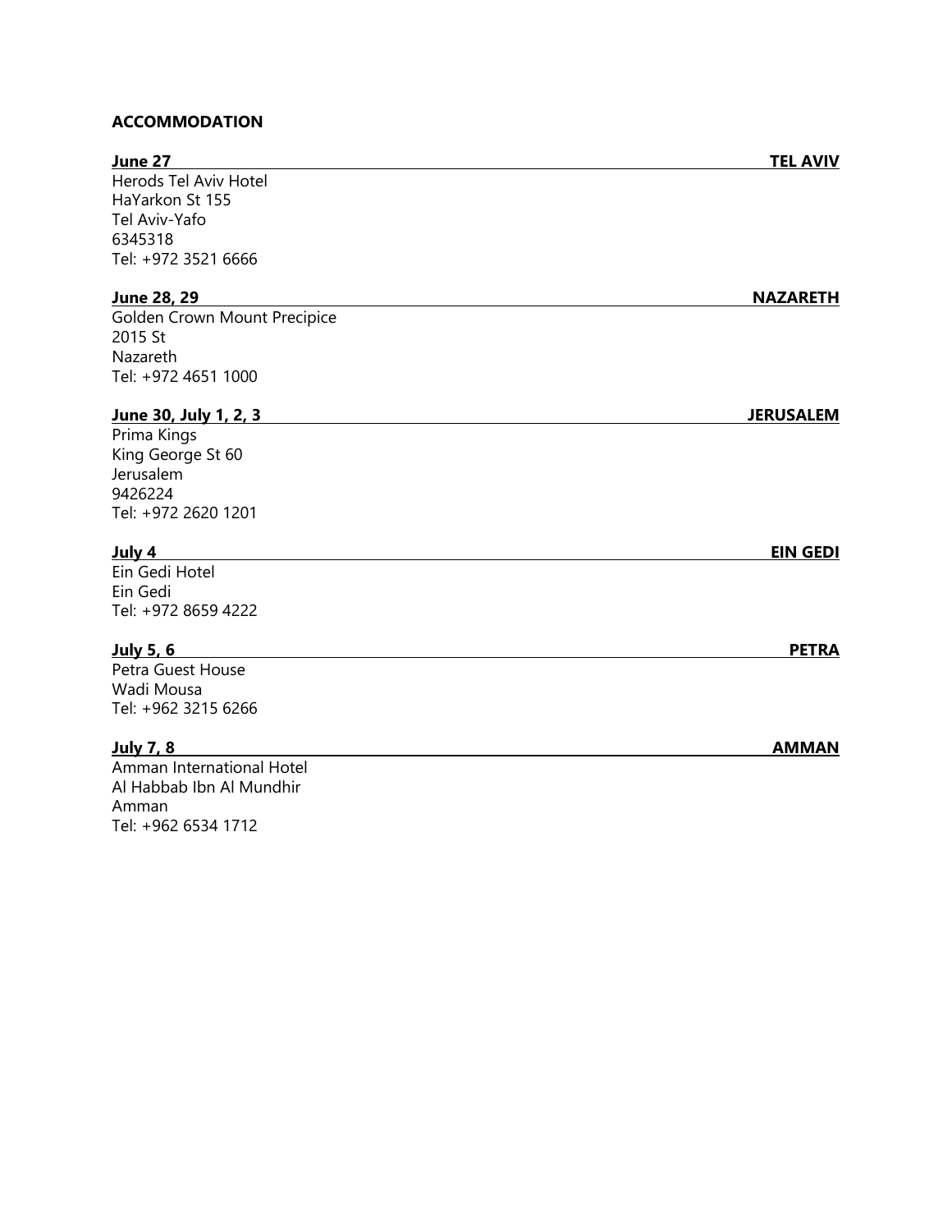## ACCOMMODATION

**June 27** — **TEL AVIV**

Herods Tel Aviv Hotel
HaYarkon St 155
Tel Aviv-Yafo
6345318
Tel: +972 3521 6666

**June 28, 29** — **NAZARETH**

Golden Crown Mount Precipice
2015 St
Nazareth
Tel: +972 4651 1000

**June 30, July 1, 2, 3** — **JERUSALEM**

Prima Kings
King George St 60
Jerusalem
9426224
Tel: +972 2620 1201

**July 4** — **EIN GEDI**

Ein Gedi Hotel
Ein Gedi
Tel: +972 8659 4222

**July 5, 6** — **PETRA**

Petra Guest House
Wadi Mousa
Tel: +962 3215 6266

**July 7, 8** — **AMMAN**

Amman International Hotel
Al Habbab Ibn Al Mundhir
Amman
Tel: +962 6534 1712